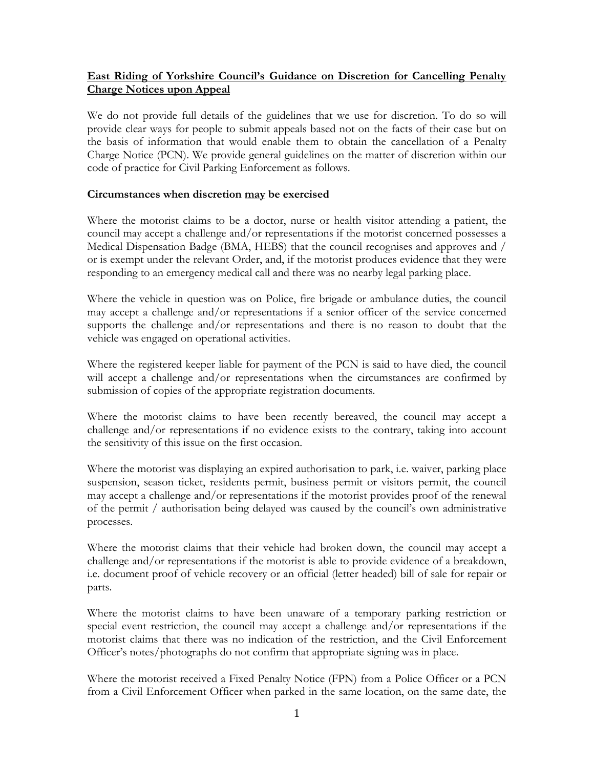**<u>East Riding of Yorkshire Council's Guidance on Discretion for Cancelling Penalty Charge Notices upon Appeal</u>**

We do not provide full details of the guidelines that we use for discretion. To do so will provide clear ways for people to submit appeals based not on the facts of their case but on the basis of information that would enable them to obtain the cancellation of a Penalty Charge Notice (PCN). We provide general guidelines on the matter of discretion within our code of practice for Civil Parking Enforcement as follows.

**Circumstances when discretion <u>may</u> be exercised**

Where the motorist claims to be a doctor, nurse or health visitor attending a patient, the council may accept a challenge and/or representations if the motorist concerned possesses a Medical Dispensation Badge (BMA, HEBS) that the council recognises and approves and / or is exempt under the relevant Order, and, if the motorist produces evidence that they were responding to an emergency medical call and there was no nearby legal parking place.

Where the vehicle in question was on Police, fire brigade or ambulance duties, the council may accept a challenge and/or representations if a senior officer of the service concerned supports the challenge and/or representations and there is no reason to doubt that the vehicle was engaged on operational activities.

Where the registered keeper liable for payment of the PCN is said to have died, the council will accept a challenge and/or representations when the circumstances are confirmed by submission of copies of the appropriate registration documents.

Where the motorist claims to have been recently bereaved, the council may accept a challenge and/or representations if no evidence exists to the contrary, taking into account the sensitivity of this issue on the first occasion.

Where the motorist was displaying an expired authorisation to park, i.e. waiver, parking place suspension, season ticket, residents permit, business permit or visitors permit, the council may accept a challenge and/or representations if the motorist provides proof of the renewal of the permit / authorisation being delayed was caused by the council's own administrative processes.

Where the motorist claims that their vehicle had broken down, the council may accept a challenge and/or representations if the motorist is able to provide evidence of a breakdown, i.e. document proof of vehicle recovery or an official (letter headed) bill of sale for repair or parts.

Where the motorist claims to have been unaware of a temporary parking restriction or special event restriction, the council may accept a challenge and/or representations if the motorist claims that there was no indication of the restriction, and the Civil Enforcement Officer's notes/photographs do not confirm that appropriate signing was in place.

Where the motorist received a Fixed Penalty Notice (FPN) from a Police Officer or a PCN from a Civil Enforcement Officer when parked in the same location, on the same date, the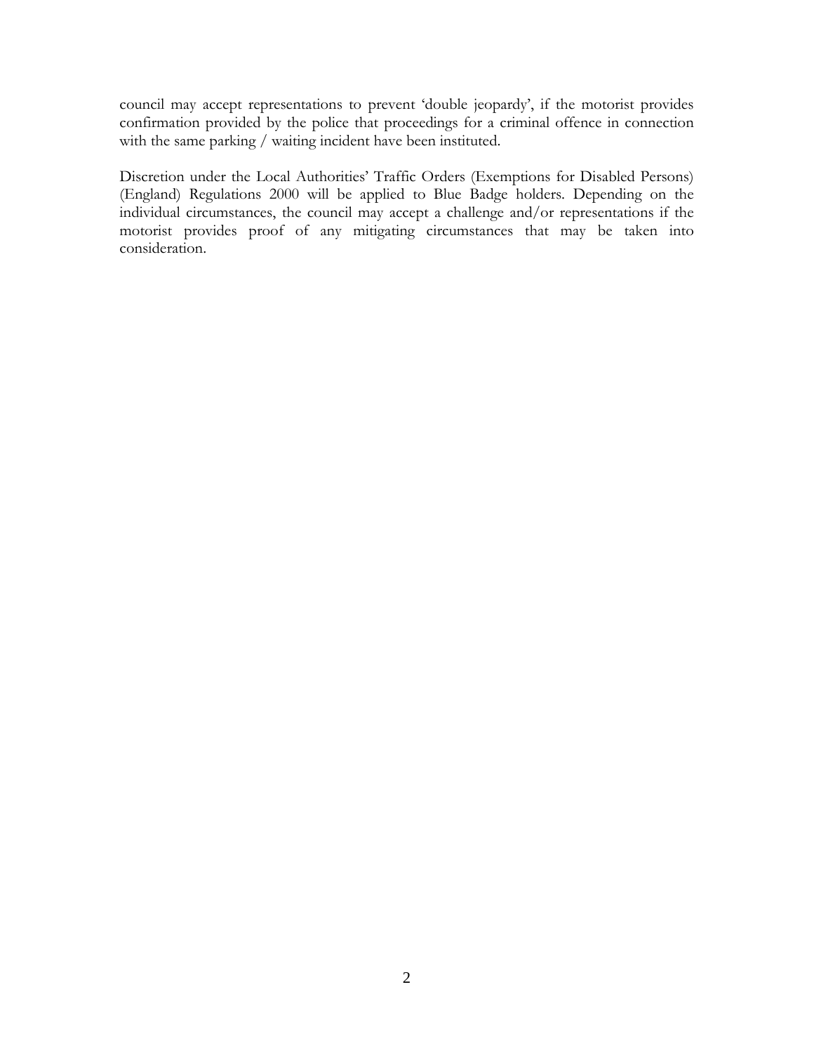council may accept representations to prevent 'double jeopardy', if the motorist provides confirmation provided by the police that proceedings for a criminal offence in connection with the same parking / waiting incident have been instituted.

Discretion under the Local Authorities' Traffic Orders (Exemptions for Disabled Persons) (England) Regulations 2000 will be applied to Blue Badge holders. Depending on the individual circumstances, the council may accept a challenge and/or representations if the motorist provides proof of any mitigating circumstances that may be taken into consideration.